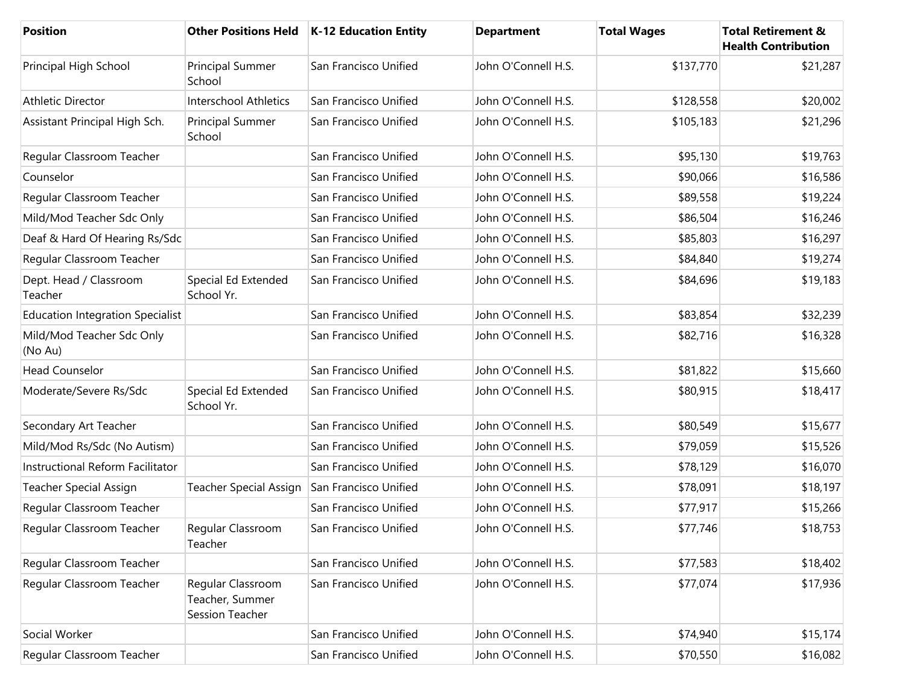| Position | Other Positions Held | K-12 Education Entity | Department | Total Wages | Total Retirement & Health Contribution |
|---|---|---|---|---|---|
| Principal High School | Principal Summer School | San Francisco Unified | John O'Connell H.S. | $137,770 | $21,287 |
| Athletic Director | Interschool Athletics | San Francisco Unified | John O'Connell H.S. | $128,558 | $20,002 |
| Assistant Principal High Sch. | Principal Summer School | San Francisco Unified | John O'Connell H.S. | $105,183 | $21,296 |
| Regular Classroom Teacher | | San Francisco Unified | John O'Connell H.S. | $95,130 | $19,763 |
| Counselor | | San Francisco Unified | John O'Connell H.S. | $90,066 | $16,586 |
| Regular Classroom Teacher | | San Francisco Unified | John O'Connell H.S. | $89,558 | $19,224 |
| Mild/Mod Teacher Sdc Only | | San Francisco Unified | John O'Connell H.S. | $86,504 | $16,246 |
| Deaf & Hard Of Hearing Rs/Sdc | | San Francisco Unified | John O'Connell H.S. | $85,803 | $16,297 |
| Regular Classroom Teacher | | San Francisco Unified | John O'Connell H.S. | $84,840 | $19,274 |
| Dept. Head / Classroom Teacher | Special Ed Extended School Yr. | San Francisco Unified | John O'Connell H.S. | $84,696 | $19,183 |
| Education Integration Specialist | | San Francisco Unified | John O'Connell H.S. | $83,854 | $32,239 |
| Mild/Mod Teacher Sdc Only (No Au) | | San Francisco Unified | John O'Connell H.S. | $82,716 | $16,328 |
| Head Counselor | | San Francisco Unified | John O'Connell H.S. | $81,822 | $15,660 |
| Moderate/Severe Rs/Sdc | Special Ed Extended School Yr. | San Francisco Unified | John O'Connell H.S. | $80,915 | $18,417 |
| Secondary Art Teacher | | San Francisco Unified | John O'Connell H.S. | $80,549 | $15,677 |
| Mild/Mod Rs/Sdc (No Autism) | | San Francisco Unified | John O'Connell H.S. | $79,059 | $15,526 |
| Instructional Reform Facilitator | | San Francisco Unified | John O'Connell H.S. | $78,129 | $16,070 |
| Teacher Special Assign | Teacher Special Assign | San Francisco Unified | John O'Connell H.S. | $78,091 | $18,197 |
| Regular Classroom Teacher | | San Francisco Unified | John O'Connell H.S. | $77,917 | $15,266 |
| Regular Classroom Teacher | Regular Classroom Teacher | San Francisco Unified | John O'Connell H.S. | $77,746 | $18,753 |
| Regular Classroom Teacher | | San Francisco Unified | John O'Connell H.S. | $77,583 | $18,402 |
| Regular Classroom Teacher | Regular Classroom Teacher, Summer Session Teacher | San Francisco Unified | John O'Connell H.S. | $77,074 | $17,936 |
| Social Worker | | San Francisco Unified | John O'Connell H.S. | $74,940 | $15,174 |
| Regular Classroom Teacher | | San Francisco Unified | John O'Connell H.S. | $70,550 | $16,082 |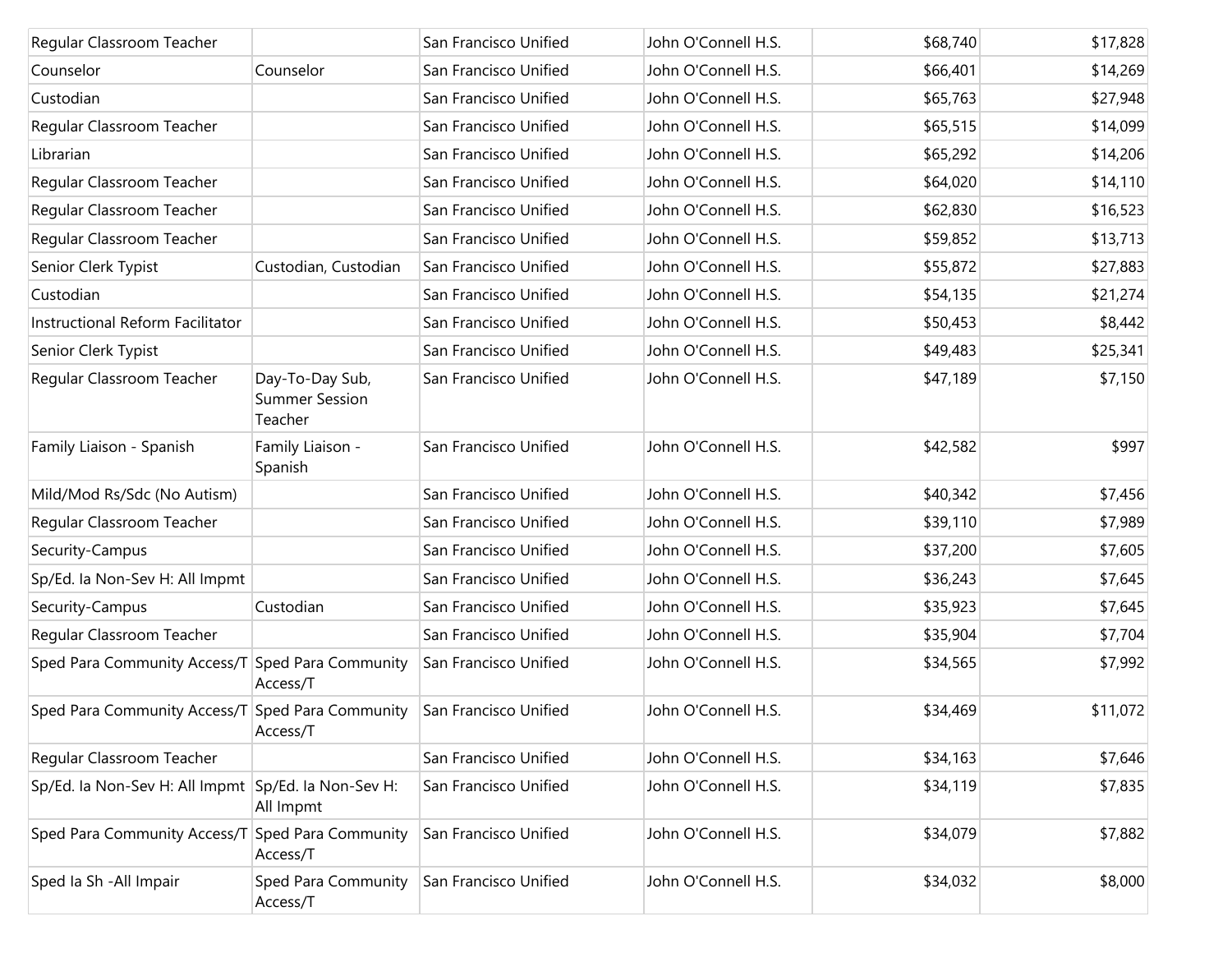| | | | | | |
|---|---|---|---|---|---|
| Regular Classroom Teacher | | San Francisco Unified | John O'Connell H.S. | $68,740 | $17,828 |
| Counselor | Counselor | San Francisco Unified | John O'Connell H.S. | $66,401 | $14,269 |
| Custodian | | San Francisco Unified | John O'Connell H.S. | $65,763 | $27,948 |
| Regular Classroom Teacher | | San Francisco Unified | John O'Connell H.S. | $65,515 | $14,099 |
| Librarian | | San Francisco Unified | John O'Connell H.S. | $65,292 | $14,206 |
| Regular Classroom Teacher | | San Francisco Unified | John O'Connell H.S. | $64,020 | $14,110 |
| Regular Classroom Teacher | | San Francisco Unified | John O'Connell H.S. | $62,830 | $16,523 |
| Regular Classroom Teacher | | San Francisco Unified | John O'Connell H.S. | $59,852 | $13,713 |
| Senior Clerk Typist | Custodian, Custodian | San Francisco Unified | John O'Connell H.S. | $55,872 | $27,883 |
| Custodian | | San Francisco Unified | John O'Connell H.S. | $54,135 | $21,274 |
| Instructional Reform Facilitator | | San Francisco Unified | John O'Connell H.S. | $50,453 | $8,442 |
| Senior Clerk Typist | | San Francisco Unified | John O'Connell H.S. | $49,483 | $25,341 |
| Regular Classroom Teacher | Day-To-Day Sub, Summer Session Teacher | San Francisco Unified | John O'Connell H.S. | $47,189 | $7,150 |
| Family Liaison - Spanish | Family Liaison - Spanish | San Francisco Unified | John O'Connell H.S. | $42,582 | $997 |
| Mild/Mod Rs/Sdc (No Autism) | | San Francisco Unified | John O'Connell H.S. | $40,342 | $7,456 |
| Regular Classroom Teacher | | San Francisco Unified | John O'Connell H.S. | $39,110 | $7,989 |
| Security-Campus | | San Francisco Unified | John O'Connell H.S. | $37,200 | $7,605 |
| Sp/Ed. Ia Non-Sev H: All Impmt | | San Francisco Unified | John O'Connell H.S. | $36,243 | $7,645 |
| Security-Campus | Custodian | San Francisco Unified | John O'Connell H.S. | $35,923 | $7,645 |
| Regular Classroom Teacher | | San Francisco Unified | John O'Connell H.S. | $35,904 | $7,704 |
| Sped Para Community Access/T | Sped Para Community Access/T | San Francisco Unified | John O'Connell H.S. | $34,565 | $7,992 |
| Sped Para Community Access/T | Sped Para Community Access/T | San Francisco Unified | John O'Connell H.S. | $34,469 | $11,072 |
| Regular Classroom Teacher | | San Francisco Unified | John O'Connell H.S. | $34,163 | $7,646 |
| Sp/Ed. Ia Non-Sev H: All Impmt | Sp/Ed. Ia Non-Sev H: All Impmt | San Francisco Unified | John O'Connell H.S. | $34,119 | $7,835 |
| Sped Para Community Access/T | Sped Para Community Access/T | San Francisco Unified | John O'Connell H.S. | $34,079 | $7,882 |
| Sped Ia Sh -All Impair | Sped Para Community Access/T | San Francisco Unified | John O'Connell H.S. | $34,032 | $8,000 |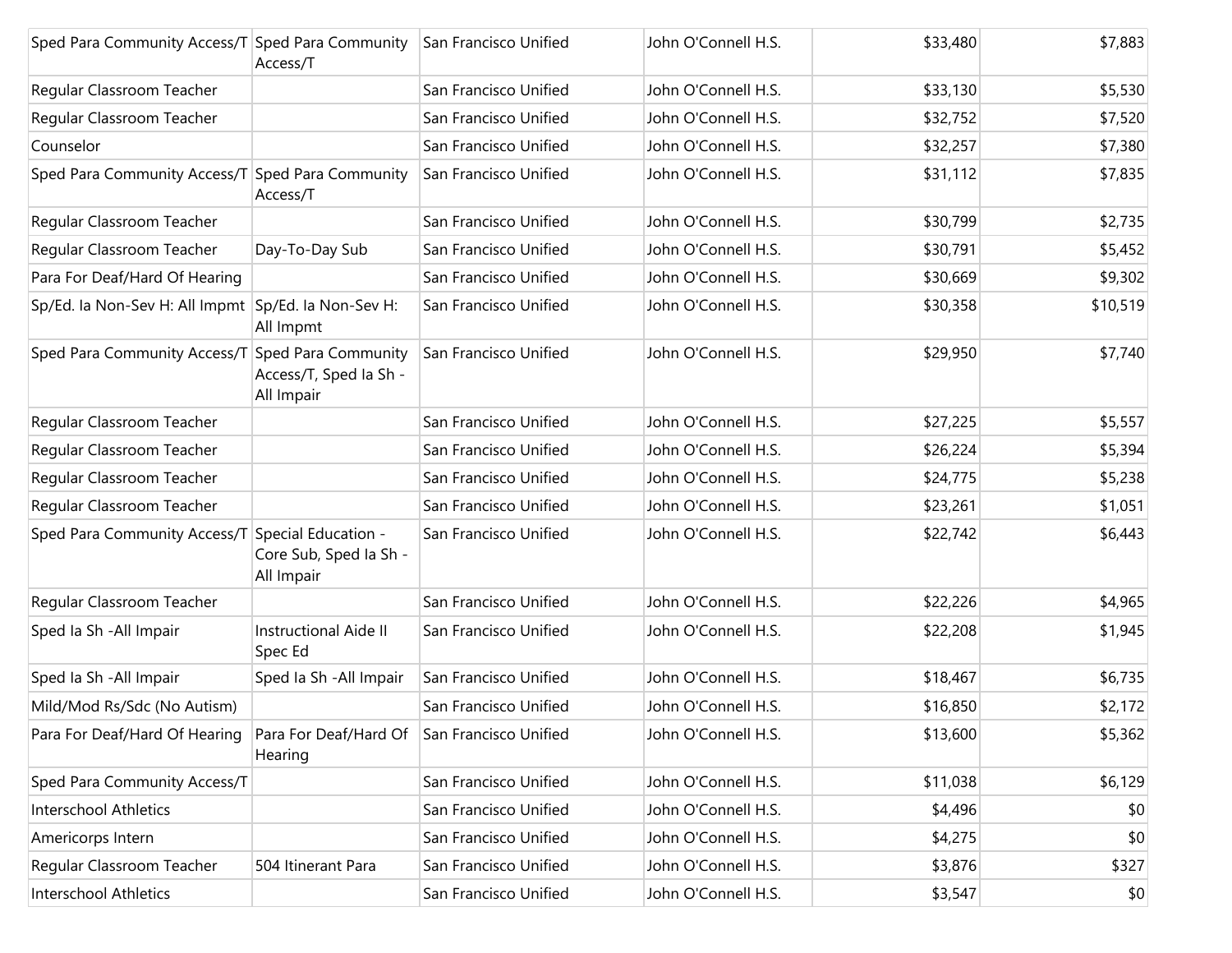| | | | | | |
|---|---|---|---|---|---|
| Sped Para Community Access/T | Sped Para Community Access/T | San Francisco Unified | John O'Connell H.S. | $33,480 | $7,883 |
| Regular Classroom Teacher | | San Francisco Unified | John O'Connell H.S. | $33,130 | $5,530 |
| Regular Classroom Teacher | | San Francisco Unified | John O'Connell H.S. | $32,752 | $7,520 |
| Counselor | | San Francisco Unified | John O'Connell H.S. | $32,257 | $7,380 |
| Sped Para Community Access/T | Sped Para Community Access/T | San Francisco Unified | John O'Connell H.S. | $31,112 | $7,835 |
| Regular Classroom Teacher | | San Francisco Unified | John O'Connell H.S. | $30,799 | $2,735 |
| Regular Classroom Teacher | Day-To-Day Sub | San Francisco Unified | John O'Connell H.S. | $30,791 | $5,452 |
| Para For Deaf/Hard Of Hearing | | San Francisco Unified | John O'Connell H.S. | $30,669 | $9,302 |
| Sp/Ed. Ia Non-Sev H: All Impmt | Sp/Ed. Ia Non-Sev H: All Impmt | San Francisco Unified | John O'Connell H.S. | $30,358 | $10,519 |
| Sped Para Community Access/T | Sped Para Community Access/T, Sped Ia Sh - All Impair | San Francisco Unified | John O'Connell H.S. | $29,950 | $7,740 |
| Regular Classroom Teacher | | San Francisco Unified | John O'Connell H.S. | $27,225 | $5,557 |
| Regular Classroom Teacher | | San Francisco Unified | John O'Connell H.S. | $26,224 | $5,394 |
| Regular Classroom Teacher | | San Francisco Unified | John O'Connell H.S. | $24,775 | $5,238 |
| Regular Classroom Teacher | | San Francisco Unified | John O'Connell H.S. | $23,261 | $1,051 |
| Sped Para Community Access/T | Special Education - Core Sub, Sped Ia Sh - All Impair | San Francisco Unified | John O'Connell H.S. | $22,742 | $6,443 |
| Regular Classroom Teacher | | San Francisco Unified | John O'Connell H.S. | $22,226 | $4,965 |
| Sped Ia Sh -All Impair | Instructional Aide II Spec Ed | San Francisco Unified | John O'Connell H.S. | $22,208 | $1,945 |
| Sped Ia Sh -All Impair | Sped Ia Sh -All Impair | San Francisco Unified | John O'Connell H.S. | $18,467 | $6,735 |
| Mild/Mod Rs/Sdc (No Autism) | | San Francisco Unified | John O'Connell H.S. | $16,850 | $2,172 |
| Para For Deaf/Hard Of Hearing | Para For Deaf/Hard Of Hearing | San Francisco Unified | John O'Connell H.S. | $13,600 | $5,362 |
| Sped Para Community Access/T | | San Francisco Unified | John O'Connell H.S. | $11,038 | $6,129 |
| Interschool Athletics | | San Francisco Unified | John O'Connell H.S. | $4,496 | $0 |
| Americorps Intern | | San Francisco Unified | John O'Connell H.S. | $4,275 | $0 |
| Regular Classroom Teacher | 504 Itinerant Para | San Francisco Unified | John O'Connell H.S. | $3,876 | $327 |
| Interschool Athletics | | San Francisco Unified | John O'Connell H.S. | $3,547 | $0 |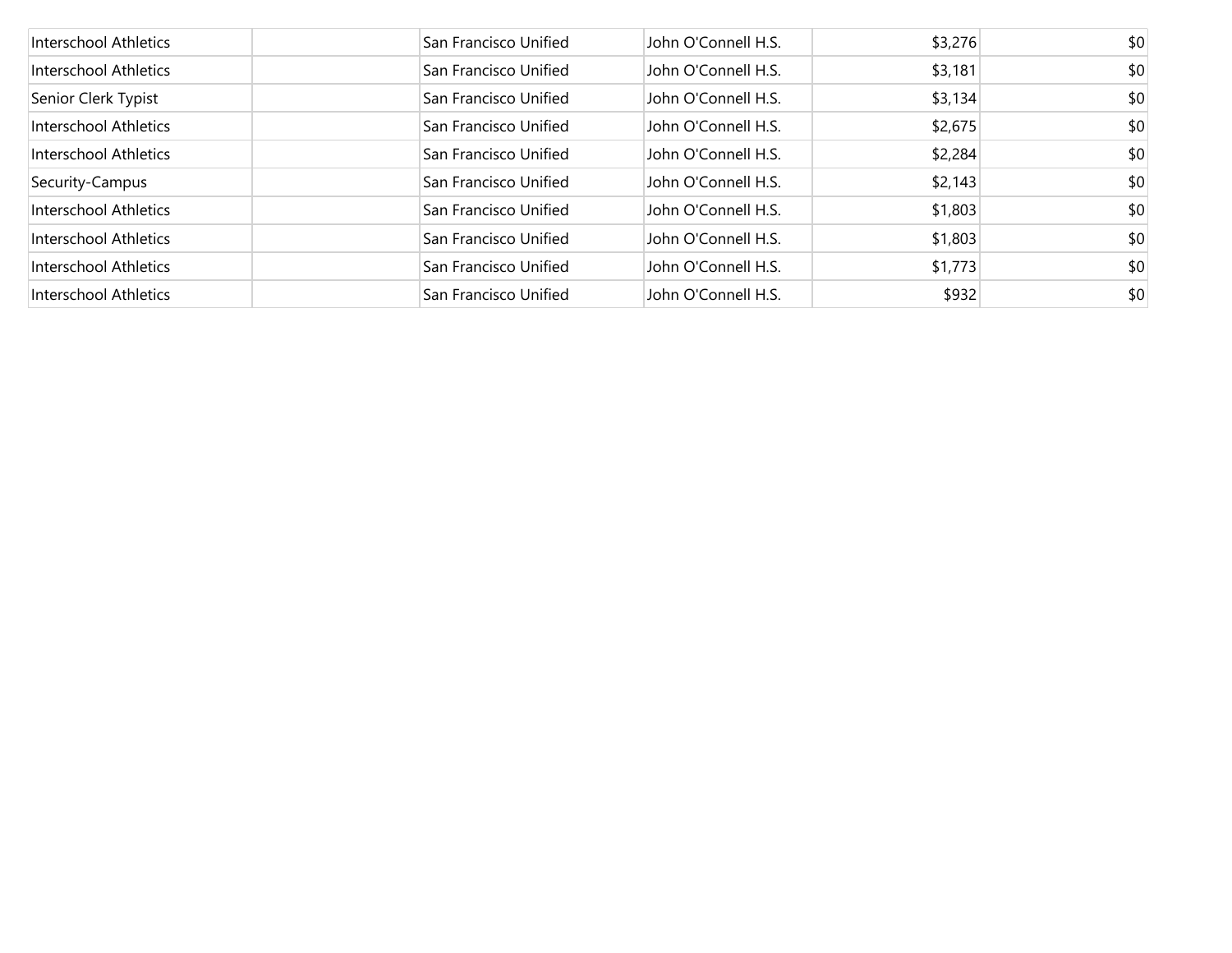| | | | | | |
|---|---|---|---|---|---|
| Interschool Athletics | | San Francisco Unified | John O'Connell H.S. | $3,276 | $0 |
| Interschool Athletics | | San Francisco Unified | John O'Connell H.S. | $3,181 | $0 |
| Senior Clerk Typist | | San Francisco Unified | John O'Connell H.S. | $3,134 | $0 |
| Interschool Athletics | | San Francisco Unified | John O'Connell H.S. | $2,675 | $0 |
| Interschool Athletics | | San Francisco Unified | John O'Connell H.S. | $2,284 | $0 |
| Security-Campus | | San Francisco Unified | John O'Connell H.S. | $2,143 | $0 |
| Interschool Athletics | | San Francisco Unified | John O'Connell H.S. | $1,803 | $0 |
| Interschool Athletics | | San Francisco Unified | John O'Connell H.S. | $1,803 | $0 |
| Interschool Athletics | | San Francisco Unified | John O'Connell H.S. | $1,773 | $0 |
| Interschool Athletics | | San Francisco Unified | John O'Connell H.S. | $932 | $0 |